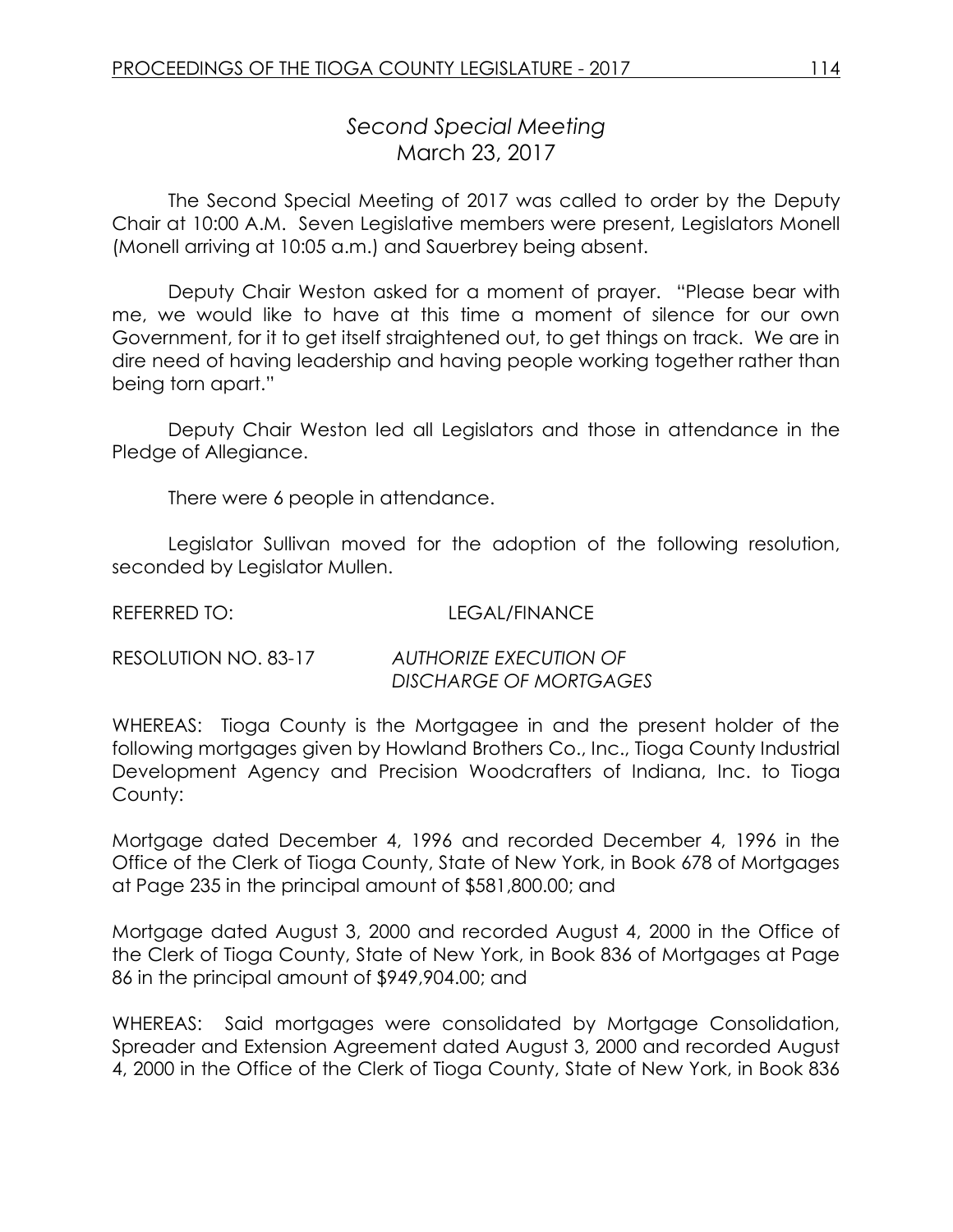# *Second Special Meeting*
## March 23, 2017

The Second Special Meeting of 2017 was called to order by the Deputy Chair at 10:00 A.M. Seven Legislative members were present, Legislators Monell (Monell arriving at 10:05 a.m.) and Sauerbrey being absent.

Deputy Chair Weston asked for a moment of prayer. "Please bear with me, we would like to have at this time a moment of silence for our own Government, for it to get itself straightened out, to get things on track. We are in dire need of having leadership and having people working together rather than being torn apart."

Deputy Chair Weston led all Legislators and those in attendance in the Pledge of Allegiance.

There were 6 people in attendance.

Legislator Sullivan moved for the adoption of the following resolution, seconded by Legislator Mullen.

REFERRED TO: LEGAL/FINANCE

RESOLUTION NO. 83-17 *AUTHORIZE EXECUTION OF DISCHARGE OF MORTGAGES*

WHEREAS: Tioga County is the Mortgagee in and the present holder of the following mortgages given by Howland Brothers Co., Inc., Tioga County Industrial Development Agency and Precision Woodcrafters of Indiana, Inc. to Tioga County:

Mortgage dated December 4, 1996 and recorded December 4, 1996 in the Office of the Clerk of Tioga County, State of New York, in Book 678 of Mortgages at Page 235 in the principal amount of $581,800.00; and

Mortgage dated August 3, 2000 and recorded August 4, 2000 in the Office of the Clerk of Tioga County, State of New York, in Book 836 of Mortgages at Page 86 in the principal amount of $949,904.00; and

WHEREAS: Said mortgages were consolidated by Mortgage Consolidation, Spreader and Extension Agreement dated August 3, 2000 and recorded August 4, 2000 in the Office of the Clerk of Tioga County, State of New York, in Book 836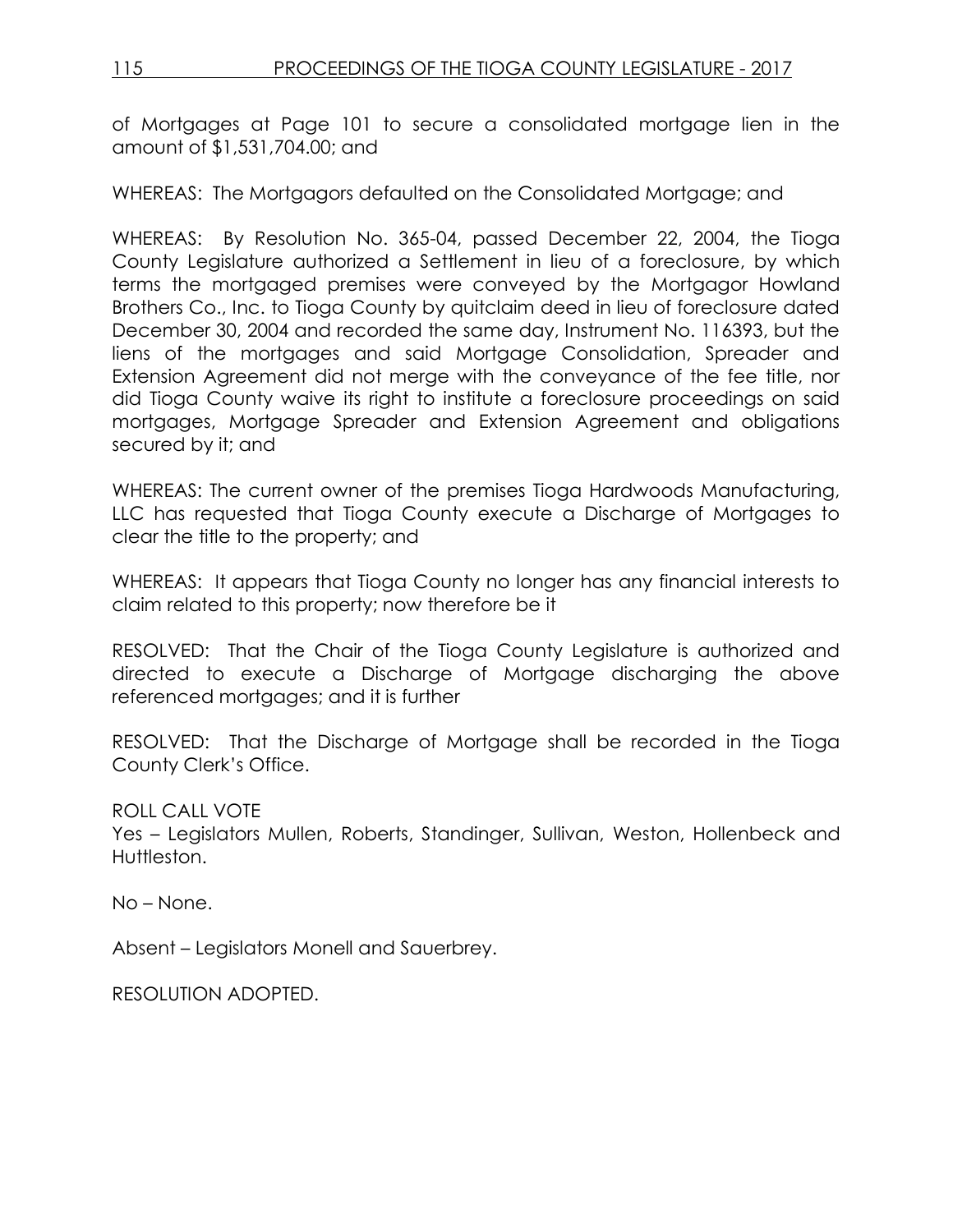of Mortgages at Page 101 to secure a consolidated mortgage lien in the amount of $1,531,704.00; and

WHEREAS: The Mortgagors defaulted on the Consolidated Mortgage; and

WHEREAS: By Resolution No. 365-04, passed December 22, 2004, the Tioga County Legislature authorized a Settlement in lieu of a foreclosure, by which terms the mortgaged premises were conveyed by the Mortgagor Howland Brothers Co., Inc. to Tioga County by quitclaim deed in lieu of foreclosure dated December 30, 2004 and recorded the same day, Instrument No. 116393, but the liens of the mortgages and said Mortgage Consolidation, Spreader and Extension Agreement did not merge with the conveyance of the fee title, nor did Tioga County waive its right to institute a foreclosure proceedings on said mortgages, Mortgage Spreader and Extension Agreement and obligations secured by it; and

WHEREAS: The current owner of the premises Tioga Hardwoods Manufacturing, LLC has requested that Tioga County execute a Discharge of Mortgages to clear the title to the property; and

WHEREAS: It appears that Tioga County no longer has any financial interests to claim related to this property; now therefore be it

RESOLVED: That the Chair of the Tioga County Legislature is authorized and directed to execute a Discharge of Mortgage discharging the above referenced mortgages; and it is further

RESOLVED: That the Discharge of Mortgage shall be recorded in the Tioga County Clerk's Office.

ROLL CALL VOTE
Yes – Legislators Mullen, Roberts, Standinger, Sullivan, Weston, Hollenbeck and Huttleston.

No – None.

Absent – Legislators Monell and Sauerbrey.

RESOLUTION ADOPTED.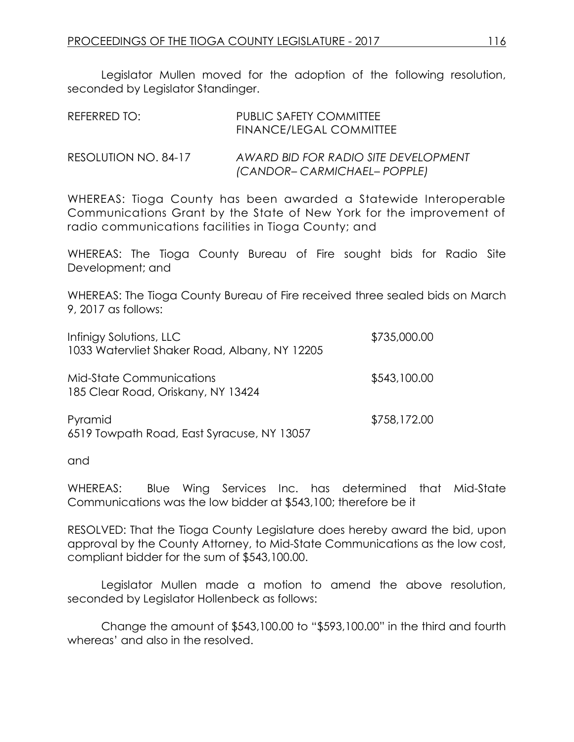Legislator Mullen moved for the adoption of the following resolution, seconded by Legislator Standinger.

REFERRED TO: PUBLIC SAFETY COMMITTEE
FINANCE/LEGAL COMMITTEE

RESOLUTION NO. 84-17 *AWARD BID FOR RADIO SITE DEVELOPMENT (CANDOR– CARMICHAEL– POPPLE)*

WHEREAS: Tioga County has been awarded a Statewide Interoperable Communications Grant by the State of New York for the improvement of radio communications facilities in Tioga County; and

WHEREAS: The Tioga County Bureau of Fire sought bids for Radio Site Development; and

WHEREAS: The Tioga County Bureau of Fire received three sealed bids on March 9, 2017 as follows:

| | |
|---|---|
| Infinigy Solutions, LLC<br>1033 Watervliet Shaker Road, Albany, NY 12205 | \$735,000.00 |
| Mid-State Communications<br>185 Clear Road, Oriskany, NY 13424 | \$543,100.00 |
| Pyramid<br>6519 Towpath Road, East Syracuse, NY 13057 | \$758,172.00 |

and

WHEREAS: Blue Wing Services Inc. has determined that Mid-State Communications was the low bidder at \$543,100; therefore be it

RESOLVED: That the Tioga County Legislature does hereby award the bid, upon approval by the County Attorney, to Mid-State Communications as the low cost, compliant bidder for the sum of \$543,100.00.

Legislator Mullen made a motion to amend the above resolution, seconded by Legislator Hollenbeck as follows:

Change the amount of \$543,100.00 to "\$593,100.00" in the third and fourth whereas' and also in the resolved.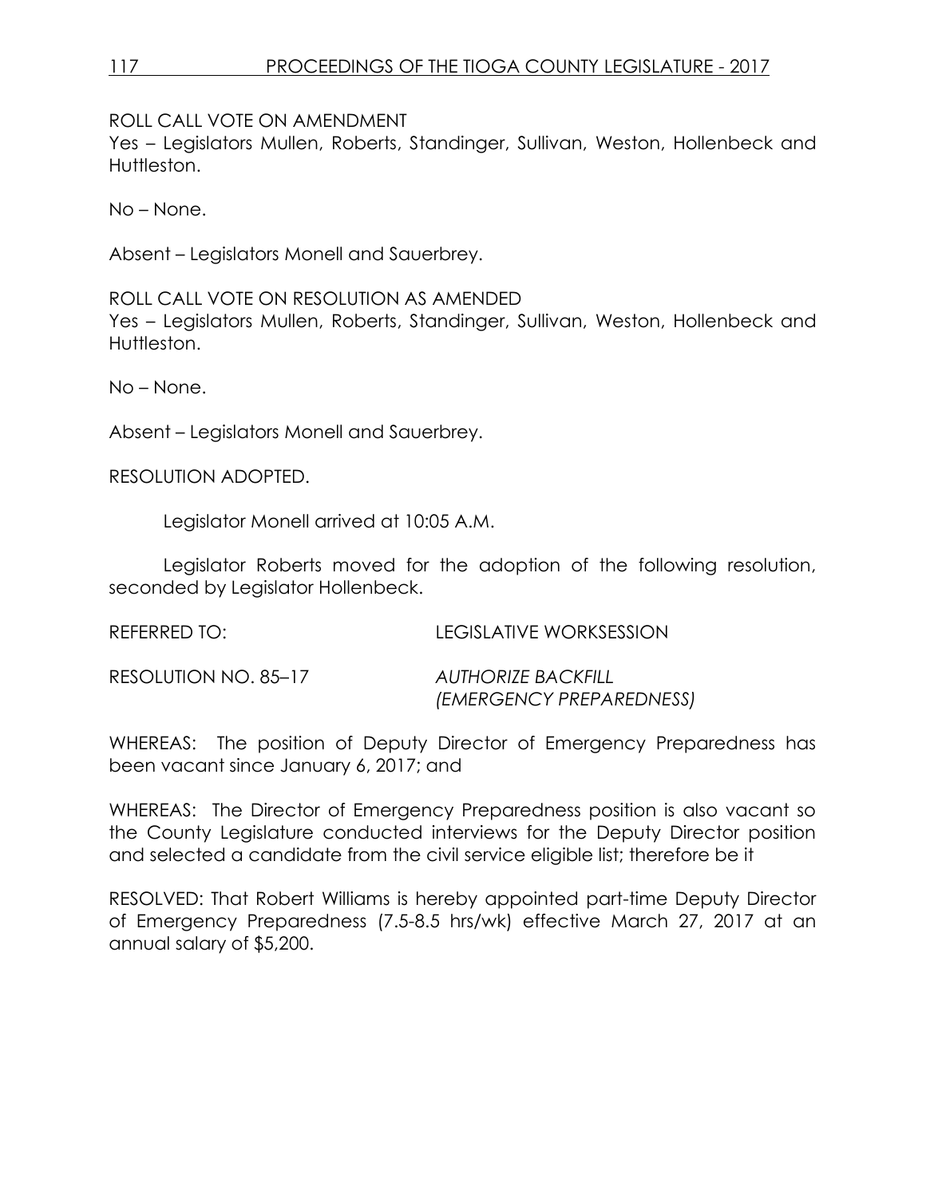ROLL CALL VOTE ON AMENDMENT

Yes – Legislators Mullen, Roberts, Standinger, Sullivan, Weston, Hollenbeck and Huttleston.

No – None.

Absent – Legislators Monell and Sauerbrey.

ROLL CALL VOTE ON RESOLUTION AS AMENDED

Yes – Legislators Mullen, Roberts, Standinger, Sullivan, Weston, Hollenbeck and Huttleston.

No – None.

Absent – Legislators Monell and Sauerbrey.

RESOLUTION ADOPTED.

Legislator Monell arrived at 10:05 A.M.

Legislator Roberts moved for the adoption of the following resolution, seconded by Legislator Hollenbeck.

REFERRED TO: LEGISLATIVE WORKSESSION

RESOLUTION NO. 85–17 *AUTHORIZE BACKFILL (EMERGENCY PREPAREDNESS)*

WHEREAS: The position of Deputy Director of Emergency Preparedness has been vacant since January 6, 2017; and

WHEREAS: The Director of Emergency Preparedness position is also vacant so the County Legislature conducted interviews for the Deputy Director position and selected a candidate from the civil service eligible list; therefore be it

RESOLVED: That Robert Williams is hereby appointed part-time Deputy Director of Emergency Preparedness (7.5-8.5 hrs/wk) effective March 27, 2017 at an annual salary of $5,200.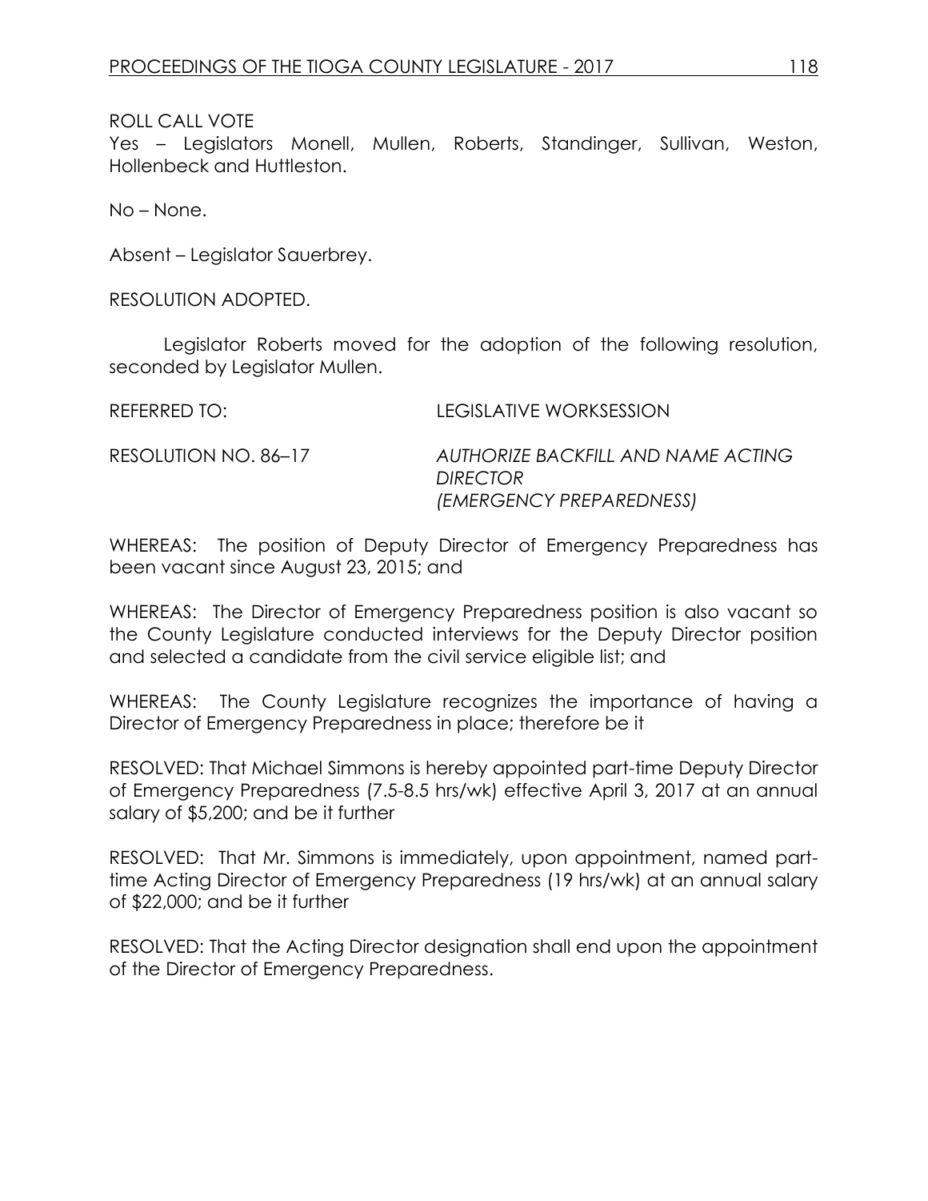ROLL CALL VOTE
Yes – Legislators Monell, Mullen, Roberts, Standinger, Sullivan, Weston, Hollenbeck and Huttleston.

No – None.

Absent – Legislator Sauerbrey.

RESOLUTION ADOPTED.

Legislator Roberts moved for the adoption of the following resolution, seconded by Legislator Mullen.

REFERRED TO: LEGISLATIVE WORKSESSION

RESOLUTION NO. 86–17 *AUTHORIZE BACKFILL AND NAME ACTING DIRECTOR (EMERGENCY PREPAREDNESS)*

WHEREAS: The position of Deputy Director of Emergency Preparedness has been vacant since August 23, 2015; and

WHEREAS: The Director of Emergency Preparedness position is also vacant so the County Legislature conducted interviews for the Deputy Director position and selected a candidate from the civil service eligible list; and

WHEREAS: The County Legislature recognizes the importance of having a Director of Emergency Preparedness in place; therefore be it

RESOLVED: That Michael Simmons is hereby appointed part-time Deputy Director of Emergency Preparedness (7.5-8.5 hrs/wk) effective April 3, 2017 at an annual salary of $5,200; and be it further

RESOLVED: That Mr. Simmons is immediately, upon appointment, named part-time Acting Director of Emergency Preparedness (19 hrs/wk) at an annual salary of $22,000; and be it further

RESOLVED: That the Acting Director designation shall end upon the appointment of the Director of Emergency Preparedness.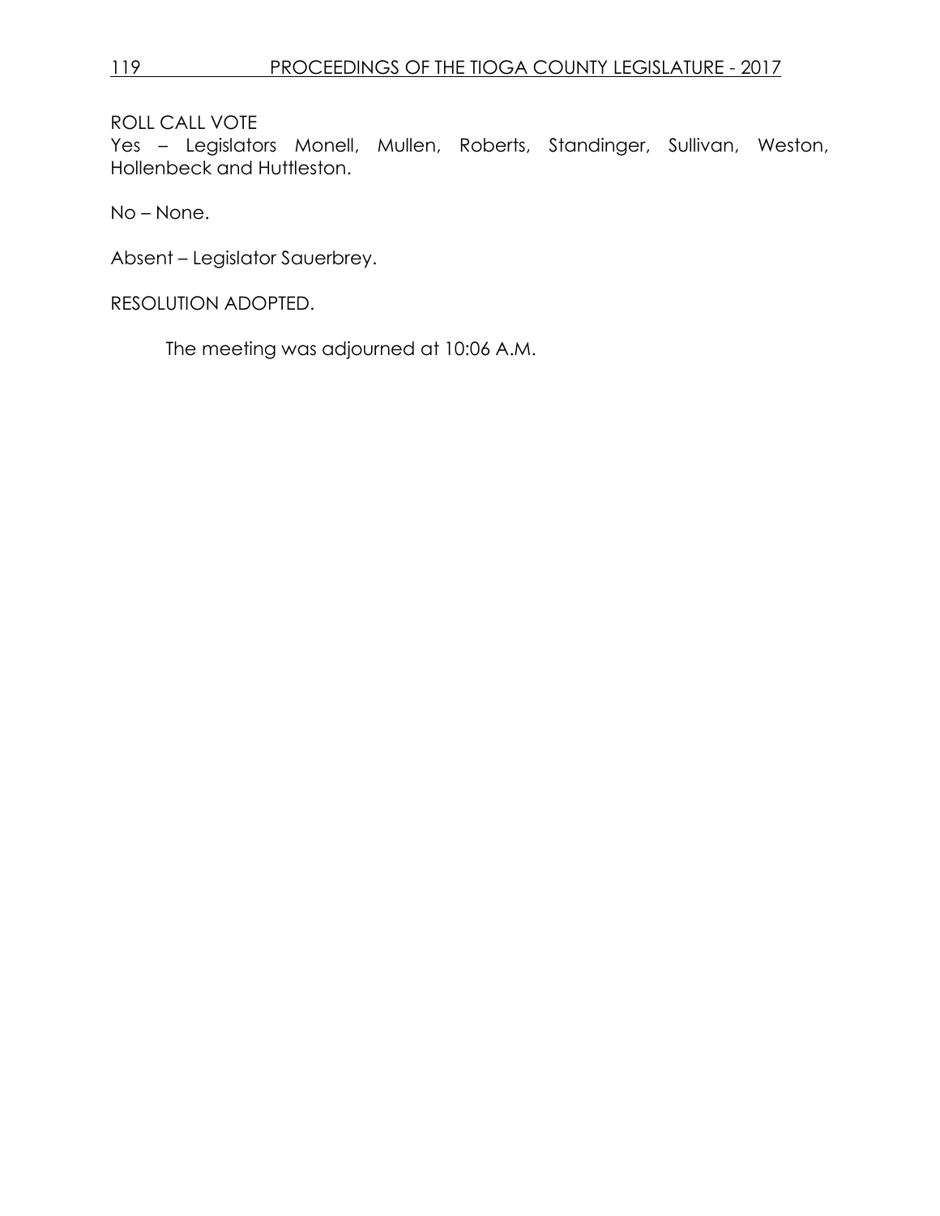ROLL CALL VOTE
Yes – Legislators Monell, Mullen, Roberts, Standinger, Sullivan, Weston, Hollenbeck and Huttleston.

No – None.

Absent – Legislator Sauerbrey.

RESOLUTION ADOPTED.

The meeting was adjourned at 10:06 A.M.